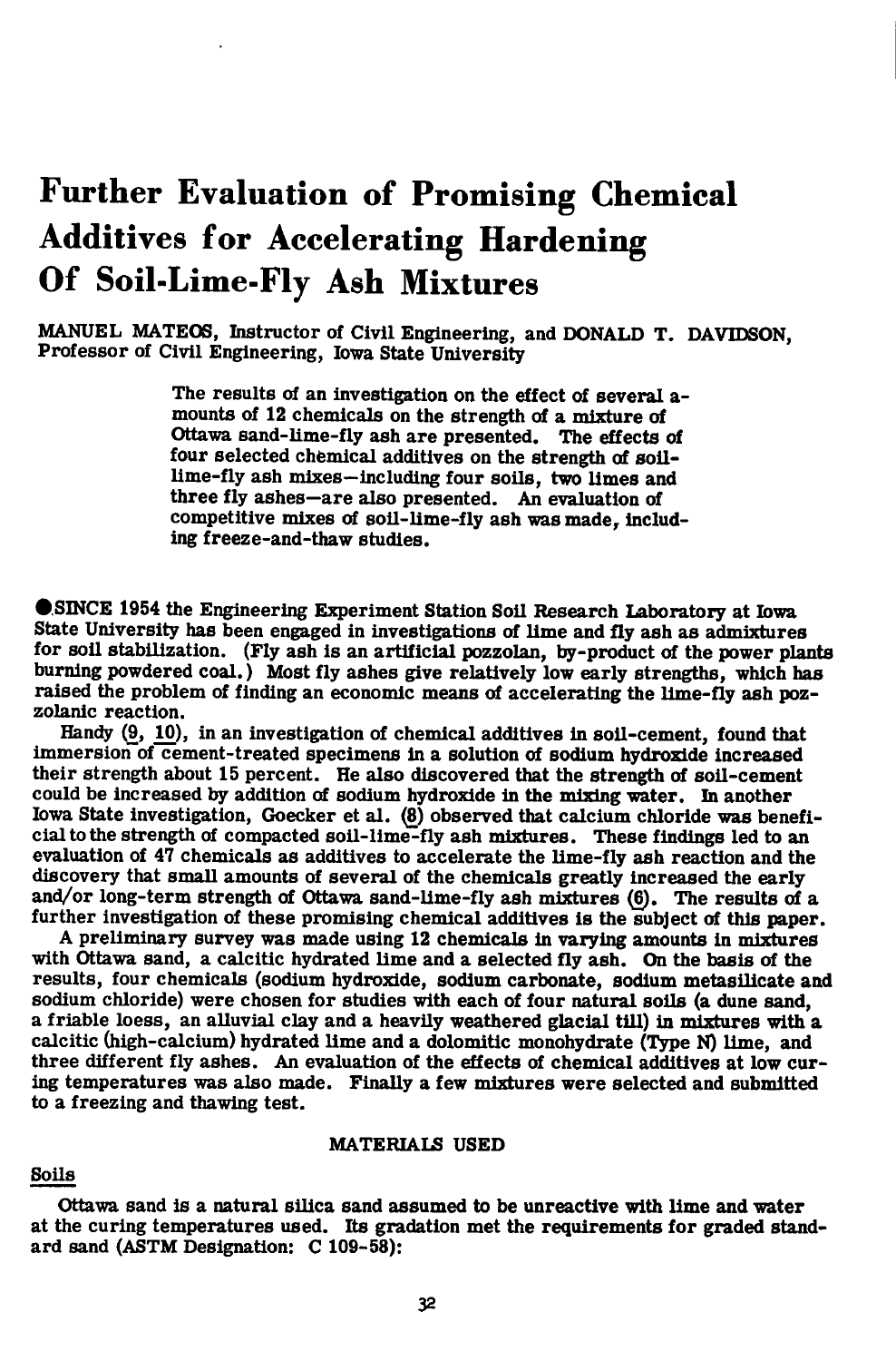# Further Evaluation of Promising Chemical Additives for Accelerating Hardening Of Soil-Lime-Fly Ash Mixtures

MANUEL MATEOS, Instructor of Civil Engineering, and DONALD T. DAVIDSON, Professor of Civil Engineering, Iowa State University

> The results of an investigation on the effect of several amounts of 12 chemicals on the strength of a mixture of Ottawa sand-lime-fly ash are presented. The effects of four selected chemical additives on the strength of soil-lime-fly ash mixes—including four soils, two limes and three fly ashes—are also presented. An evaluation of competitive mixes of soil-lime-fly ash was made, including freeze-and-thaw studies.

●SINCE 1954 the Engineering Experiment Station Soil Research Laboratory at Iowa State University has been engaged in investigations of lime and fly ash as admixtures for soil stabilization. (Fly ash is an artificial pozzolan, by-product of the power plants burning powdered coal.) Most fly ashes give relatively low early strengths, which has raised the problem of finding an economic means of accelerating the lime-fly ash pozzolanic reaction.

Handy (9, 10), in an investigation of chemical additives in soil-cement, found that immersion of cement-treated specimens in a solution of sodium hydroxide increased their strength about 15 percent. He also discovered that the strength of soil-cement could be increased by addition of sodium hydroxide in the mixing water. In another Iowa State investigation, Goecker et al. (8) observed that calcium chloride was beneficial to the strength of compacted soil-lime-fly ash mixtures. These findings led to an evaluation of 47 chemicals as additives to accelerate the lime-fly ash reaction and the discovery that small amounts of several of the chemicals greatly increased the early and/or long-term strength of Ottawa sand-lime-fly ash mixtures (6). The results of a further investigation of these promising chemical additives is the subject of this paper.

A preliminary survey was made using 12 chemicals in varying amounts in mixtures with Ottawa sand, a calcitic hydrated lime and a selected fly ash. On the basis of the results, four chemicals (sodium hydroxide, sodium carbonate, sodium metasilicate and sodium chloride) were chosen for studies with each of four natural soils (a dune sand, a friable loess, an alluvial clay and a heavily weathered glacial till) in mixtures with a calcitic (high-calcium) hydrated lime and a dolomitic monohydrate (Type N) lime, and three different fly ashes. An evaluation of the effects of chemical additives at low curing temperatures was also made. Finally a few mixtures were selected and submitted to a freezing and thawing test.

## MATERIALS USED

### Soils

Ottawa sand is a natural silica sand assumed to be unreactive with lime and water at the curing temperatures used. Its gradation met the requirements for graded standard sand (ASTM Designation: C 109-58):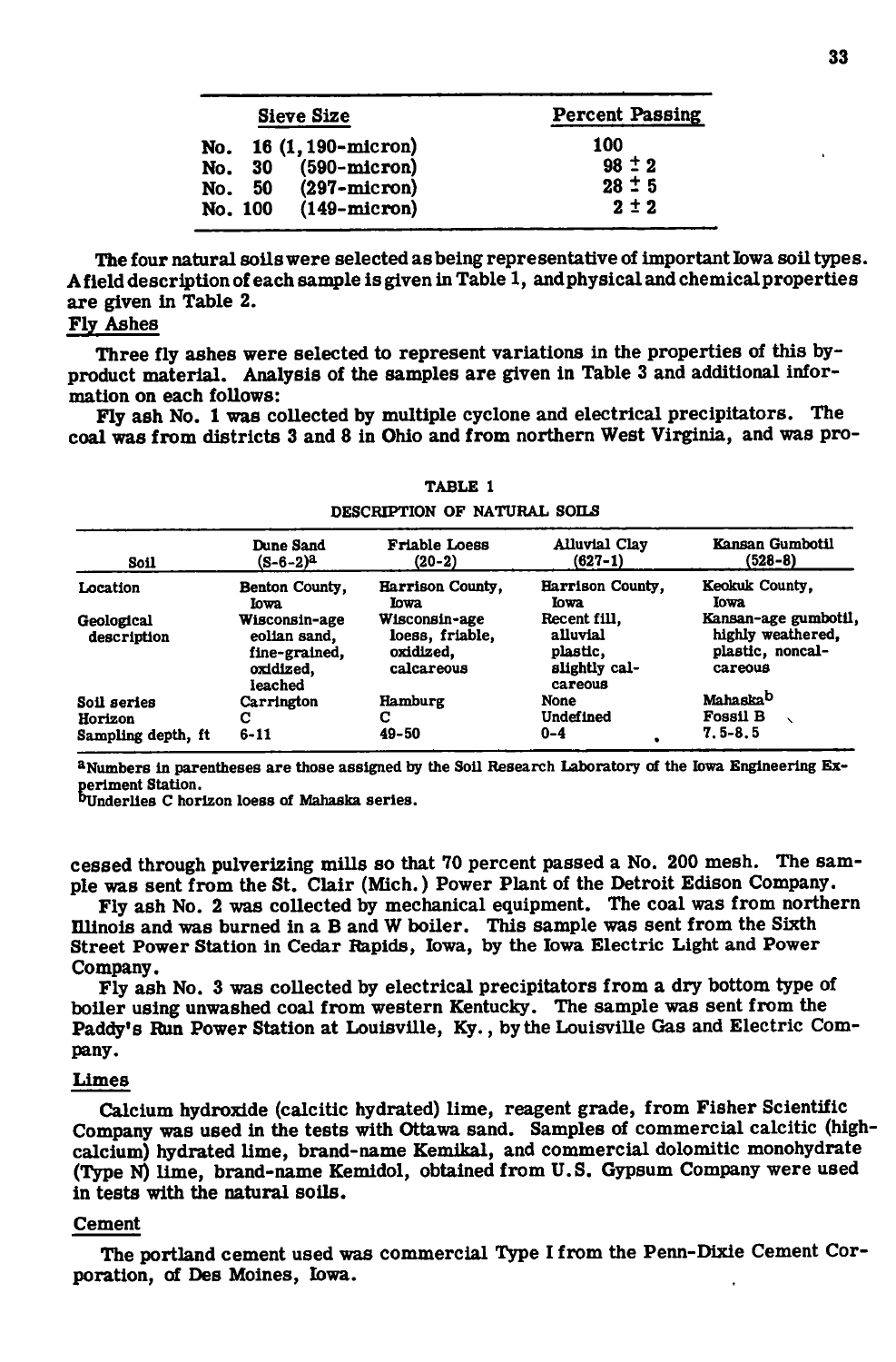| Sieve Size | Percent Passing |
|---|---|
| No. 16 (1,190-micron) | 100 |
| No. 30 (590-micron) | 98 ± 2 |
| No. 50 (297-micron) | 28 ± 5 |
| No. 100 (149-micron) | 2 ± 2 |

The four natural soils were selected as being representative of important Iowa soil types. A field description of each sample is given in Table 1, and physical and chemical properties are given in Table 2.

### Fly Ashes

Three fly ashes were selected to represent variations in the properties of this by-product material. Analysis of the samples are given in Table 3 and additional information on each follows:

Fly ash No. 1 was collected by multiple cyclone and electrical precipitators. The coal was from districts 3 and 8 in Ohio and from northern West Virginia, and was processed through pulverizing mills so that 70 percent passed a No. 200 mesh. The sample was sent from the St. Clair (Mich.) Power Plant of the Detroit Edison Company.

TABLE 1

DESCRIPTION OF NATURAL SOILS

| Soil | Dune Sand (S-6-2)[a] | Friable Loess (20-2) | Alluvial Clay (627-1) | Kansan Gumbotil (528-8) |
|---|---|---|---|---|
| Location | Benton County, Iowa | Harrison County, Iowa | Harrison County, Iowa | Keokuk County, Iowa |
| Geological description | Wisconsin-age eolian sand, fine-grained, oxidized, leached | Wisconsin-age loess, friable, oxidized, calcareous | Recent fill, alluvial plastic, slightly calcareous | Kansan-age gumbotil, highly weathered, plastic, noncalcareous |
| Soil series | Carrington | Hamburg | None | Mahaska[b] |
| Horizon | C | C | Undefined | Fossil B |
| Sampling depth, ft | 6-11 | 49-50 | 0-4 | 7.5-8.5 |

[a]Numbers in parentheses are those assigned by the Soil Research Laboratory of the Iowa Engineering Experiment Station.
[b]Underlies C horizon loess of Mahaska series.

Fly ash No. 2 was collected by mechanical equipment. The coal was from northern Illinois and was burned in a B and W boiler. This sample was sent from the Sixth Street Power Station in Cedar Rapids, Iowa, by the Iowa Electric Light and Power Company.

Fly ash No. 3 was collected by electrical precipitators from a dry bottom type of boiler using unwashed coal from western Kentucky. The sample was sent from the Paddy's Run Power Station at Louisville, Ky., by the Louisville Gas and Electric Company.

### Limes

Calcium hydroxide (calcitic hydrated) lime, reagent grade, from Fisher Scientific Company was used in the tests with Ottawa sand. Samples of commercial calcitic (high-calcium) hydrated lime, brand-name Kemikal, and commercial dolomitic monohydrate (Type N) lime, brand-name Kemidol, obtained from U.S. Gypsum Company were used in tests with the natural soils.

### Cement

The portland cement used was commercial Type I from the Penn-Dixie Cement Corporation, of Des Moines, Iowa.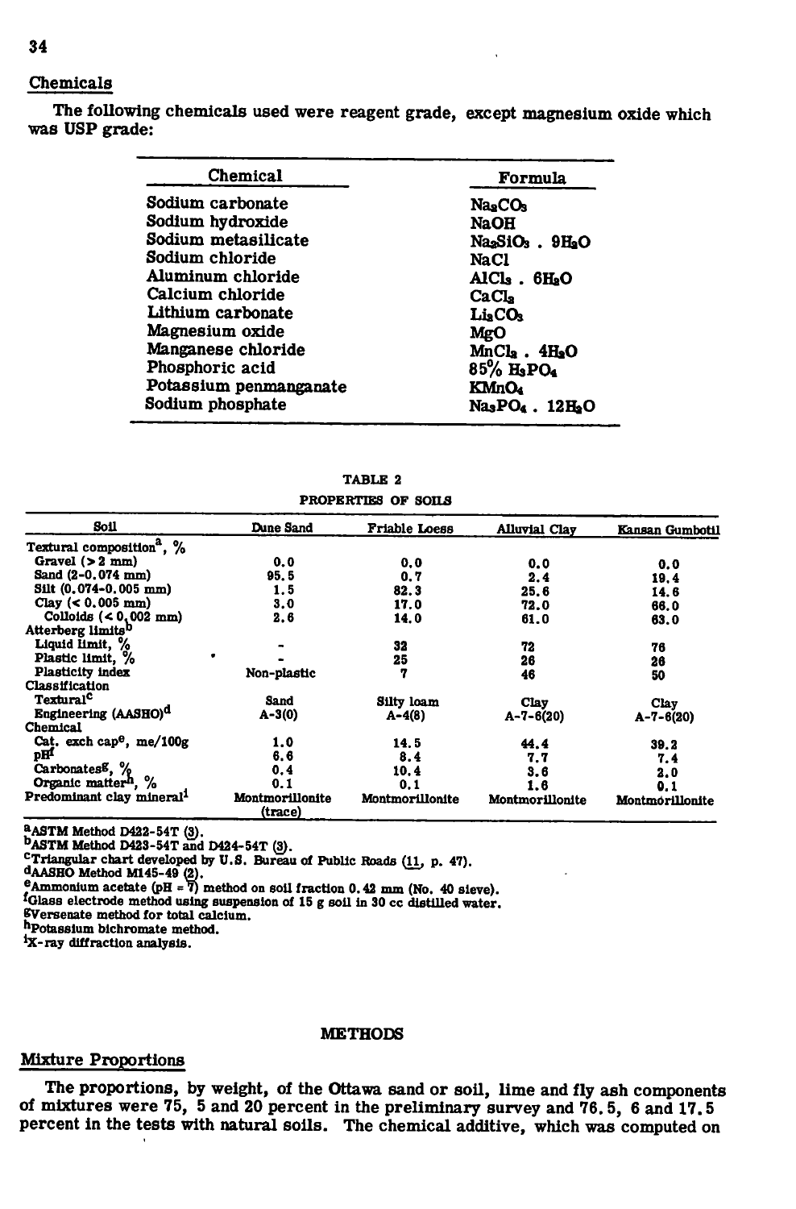## Chemicals

The following chemicals used were reagent grade, except magnesium oxide which was USP grade:

| Chemical | Formula |
|---|---|
| Sodium carbonate | $Na_2CO_3$ |
| Sodium hydroxide | $NaOH$ |
| Sodium metasilicate | $Na_2SiO_3 \cdot 9H_2O$ |
| Sodium chloride | $NaCl$ |
| Aluminum chloride | $AlCl_3 \cdot 6H_2O$ |
| Calcium chloride | $CaCl_2$ |
| Lithium carbonate | $Li_2CO_3$ |
| Magnesium oxide | $MgO$ |
| Manganese chloride | $MnCl_2 \cdot 4H_2O$ |
| Phosphoric acid | 85% $H_3PO_4$ |
| Potassium penmanganate | $KMnO_4$ |
| Sodium phosphate | $Na_3PO_4 \cdot 12H_2O$ |

TABLE 2

PROPERTIES OF SOILS

| Soil | Dune Sand | Friable Loess | Alluvial Clay | Kansan Gumbotil |
|---|---|---|---|---|
| Textural composition[a], % | | | | |
| Gravel (> 2 mm) | 0.0 | 0.0 | 0.0 | 0.0 |
| Sand (2-0.074 mm) | 95.5 | 0.7 | 2.4 | 19.4 |
| Silt (0.074-0.005 mm) | 1.5 | 82.3 | 25.6 | 14.6 |
| Clay (< 0.005 mm) | 3.0 | 17.0 | 72.0 | 66.0 |
| Colloids (< 0.002 mm) | 2.6 | 14.0 | 61.0 | 63.0 |
| Atterberg limits[b] | | | | |
| Liquid limit, % | - | 32 | 72 | 76 |
| Plastic limit, % | - | 25 | 26 | 26 |
| Plasticity index | Non-plastic | 7 | 46 | 50 |
| Classification | | | | |
| Textural[c] | Sand | Silty loam | Clay | Clay |
| Engineering (AASHO)[d] | A-3(0) | A-4(8) | A-7-6(20) | A-7-6(20) |
| Chemical | | | | |
| Cat. exch cap[e], me/100g | 1.0 | 14.5 | 44.4 | 39.2 |
| pH[f] | 6.6 | 8.4 | 7.7 | 7.4 |
| Carbonates[g], % | 0.4 | 10.4 | 3.6 | 2.0 |
| Organic matter[h], % | 0.1 | 0.1 | 1.6 | 0.1 |
| Predominant clay mineral[i] | Montmorillonite (trace) | Montmorillonite | Montmorillonite | Montmorillonite |

[a]ASTM Method D422-54T (3).
[b]ASTM Method D423-54T and D424-54T (3).
[c]Triangular chart developed by U.S. Bureau of Public Roads (11, p. 47).
[d]AASHO Method M145-49 (2).
[e]Ammonium acetate (pH = 7) method on soil fraction 0.42 mm (No. 40 sieve).
[f]Glass electrode method using suspension of 15 g soil in 30 cc distilled water.
[g]Versenate method for total calcium.
[h]Potassium bichromate method.
[i]X-ray diffraction analysis.

## METHODS

## Mixture Proportions

The proportions, by weight, of the Ottawa sand or soil, lime and fly ash components of mixtures were 75, 5 and 20 percent in the preliminary survey and 76.5, 6 and 17.5 percent in the tests with natural soils. The chemical additive, which was computed on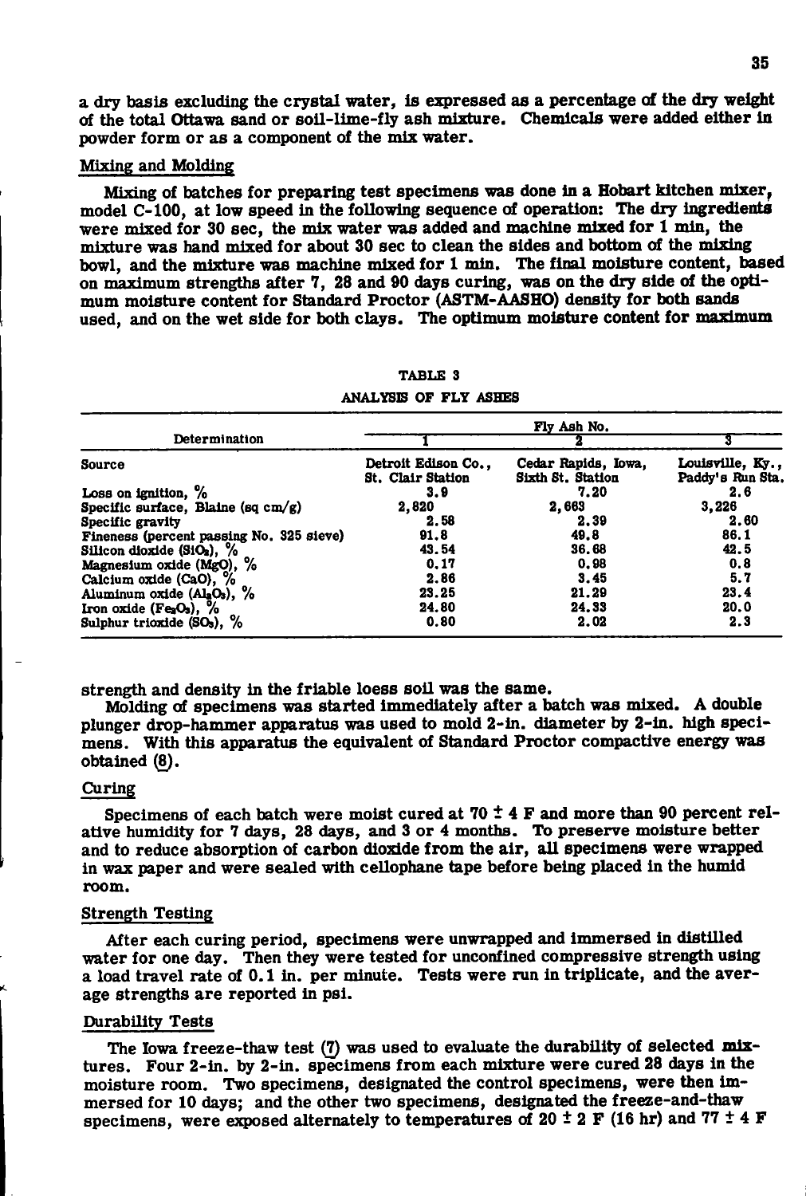a dry basis excluding the crystal water, is expressed as a percentage of the dry weight of the total Ottawa sand or soil-lime-fly ash mixture. Chemicals were added either in powder form or as a component of the mix water.

### Mixing and Molding

Mixing of batches for preparing test specimens was done in a Hobart kitchen mixer, model C-100, at low speed in the following sequence of operation: The dry ingredients were mixed for 30 sec, the mix water was added and machine mixed for 1 min, the mixture was hand mixed for about 30 sec to clean the sides and bottom of the mixing bowl, and the mixture was machine mixed for 1 min. The final moisture content, based on maximum strengths after 7, 28 and 90 days curing, was on the dry side of the optimum moisture content for Standard Proctor (ASTM-AASHO) density for both sands used, and on the wet side for both clays. The optimum moisture content for maximum strength and density in the friable loess soil was the same.

TABLE 3

ANALYSIS OF FLY ASHES

| Determination | Fly Ash No. | | |
|---|---|---|---|
| | 1 | 2 | 3 |
| Source | Detroit Edison Co., St. Clair Station | Cedar Rapids, Iowa, Sixth St. Station | Louisville, Ky., Paddy's Run Sta. |
| Loss on ignition, % | 3.9 | 7.20 | 2.6 |
| Specific surface, Blaine (sq cm/g) | 2,820 | 2,663 | 3,226 |
| Specific gravity | 2.58 | 2.39 | 2.60 |
| Fineness (percent passing No. 325 sieve) | 91.8 | 49.8 | 86.1 |
| Silicon dioxide ($SiO_2$), % | 43.54 | 36.68 | 42.5 |
| Magnesium oxide (MgO), % | 0.17 | 0.98 | 0.8 |
| Calcium oxide (CaO), % | 2.86 | 3.45 | 5.7 |
| Aluminum oxide ($Al_2O_3$), % | 23.25 | 21.29 | 23.4 |
| Iron oxide ($Fe_2O_3$), % | 24.80 | 24.33 | 20.0 |
| Sulphur trioxide ($SO_3$), % | 0.80 | 2.02 | 2.3 |

Molding of specimens was started immediately after a batch was mixed. A double plunger drop-hammer apparatus was used to mold 2-in. diameter by 2-in. high specimens. With this apparatus the equivalent of Standard Proctor compactive energy was obtained (8).

### Curing

Specimens of each batch were moist cured at 70 ± 4 F and more than 90 percent relative humidity for 7 days, 28 days, and 3 or 4 months. To preserve moisture better and to reduce absorption of carbon dioxide from the air, all specimens were wrapped in wax paper and were sealed with cellophane tape before being placed in the humid room.

### Strength Testing

After each curing period, specimens were unwrapped and immersed in distilled water for one day. Then they were tested for unconfined compressive strength using a load travel rate of 0.1 in. per minute. Tests were run in triplicate, and the average strengths are reported in psi.

### Durability Tests

The Iowa freeze-thaw test (7) was used to evaluate the durability of selected mixtures. Four 2-in. by 2-in. specimens from each mixture were cured 28 days in the moisture room. Two specimens, designated the control specimens, were then immersed for 10 days; and the other two specimens, designated the freeze-and-thaw specimens, were exposed alternately to temperatures of 20 ± 2 F (16 hr) and 77 ± 4 F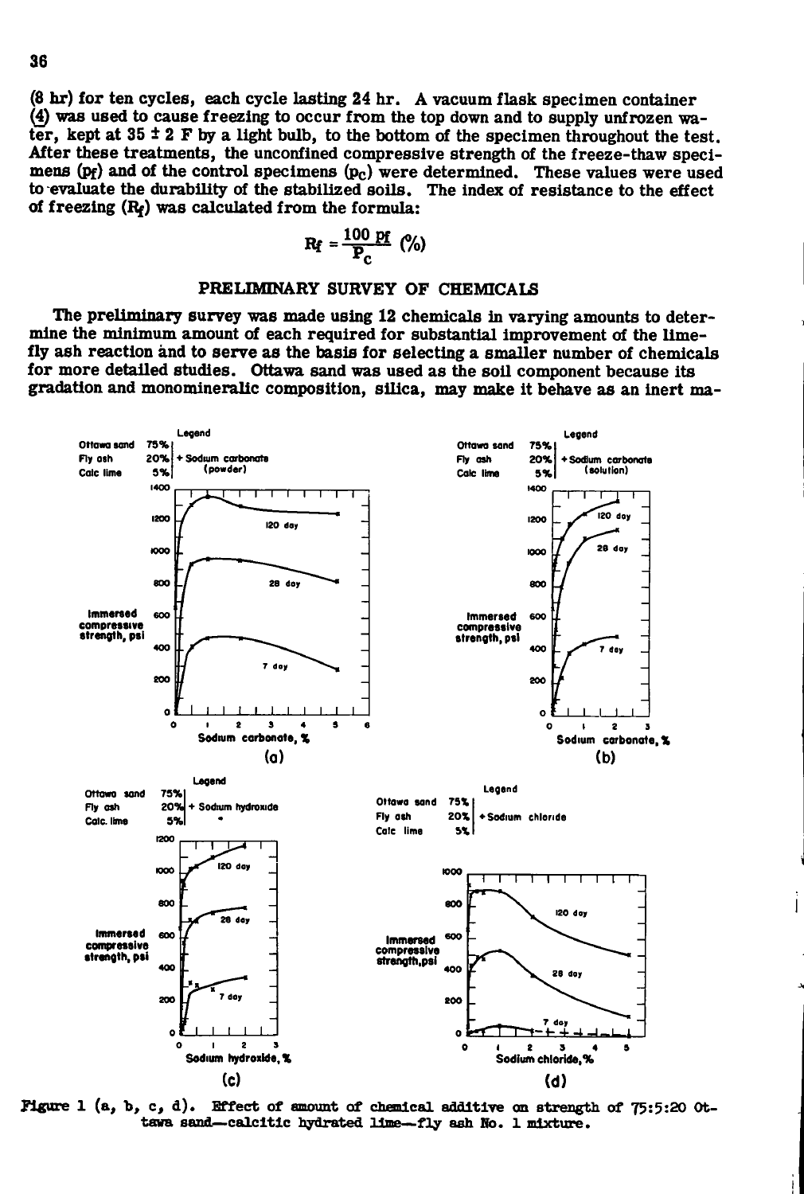(8 hr) for ten cycles, each cycle lasting 24 hr. A vacuum flask specimen container (4) was used to cause freezing to occur from the top down and to supply unfrozen water, kept at 35 ± 2 F by a light bulb, to the bottom of the specimen throughout the test. After these treatments, the unconfined compressive strength of the freeze-thaw specimens ($p_f$) and of the control specimens ($p_c$) were determined. These values were used to evaluate the durability of the stabilized soils. The index of resistance to the effect of freezing ($R_f$) was calculated from the formula:

$$R_f = \frac{100\ p_f}{P_c}\ (\%)$$

## PRELIMINARY SURVEY OF CHEMICALS

The preliminary survey was made using 12 chemicals in varying amounts to determine the minimum amount of each required for substantial improvement of the lime-fly ash reaction and to serve as the basis for selecting a smaller number of chemicals for more detailed studies. Ottawa sand was used as the soil component because its gradation and monomineralic composition, silica, may make it behave as an inert ma-

Figure 1 (a, b, c, d). Effect of amount of chemical additive on strength of 75:5:20 Ottawa sand—calcitic hydrated lime—fly ash No. 1 mixture.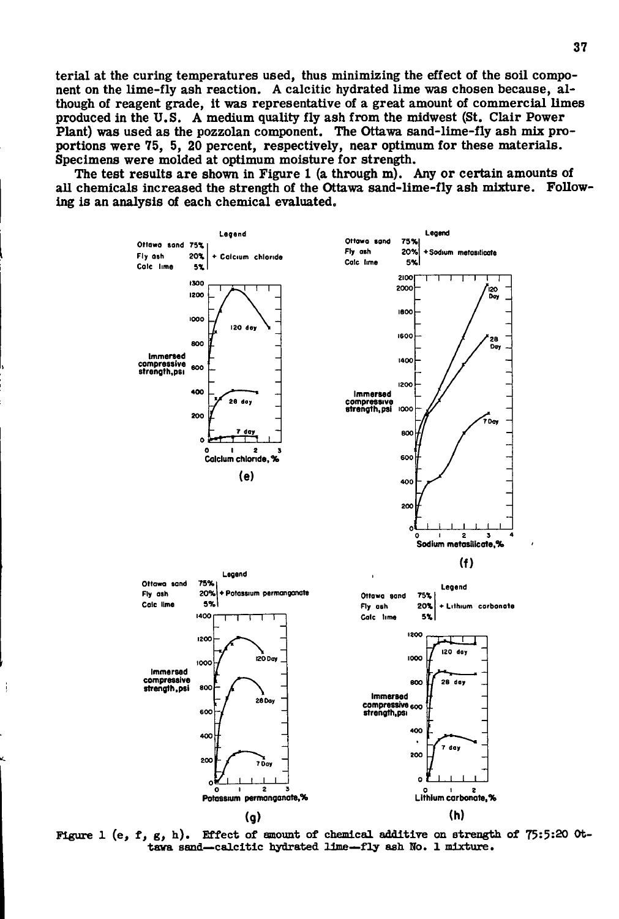terial at the curing temperatures used, thus minimizing the effect of the soil component on the lime-fly ash reaction. A calcitic hydrated lime was chosen because, although of reagent grade, it was representative of a great amount of commercial limes produced in the U.S. A medium quality fly ash from the midwest (St. Clair Power Plant) was used as the pozzolan component. The Ottawa sand-lime-fly ash mix proportions were 75, 5, 20 percent, respectively, near optimum for these materials. Specimens were molded at optimum moisture for strength.

The test results are shown in Figure 1 (a through m). Any or certain amounts of all chemicals increased the strength of the Ottawa sand-lime-fly ash mixture. Following is an analysis of each chemical evaluated.

Figure 1 (e, f, g, h). Effect of amount of chemical additive on strength of 75:5:20 Ottawa sand—calcitic hydrated lime—fly ash No. 1 mixture.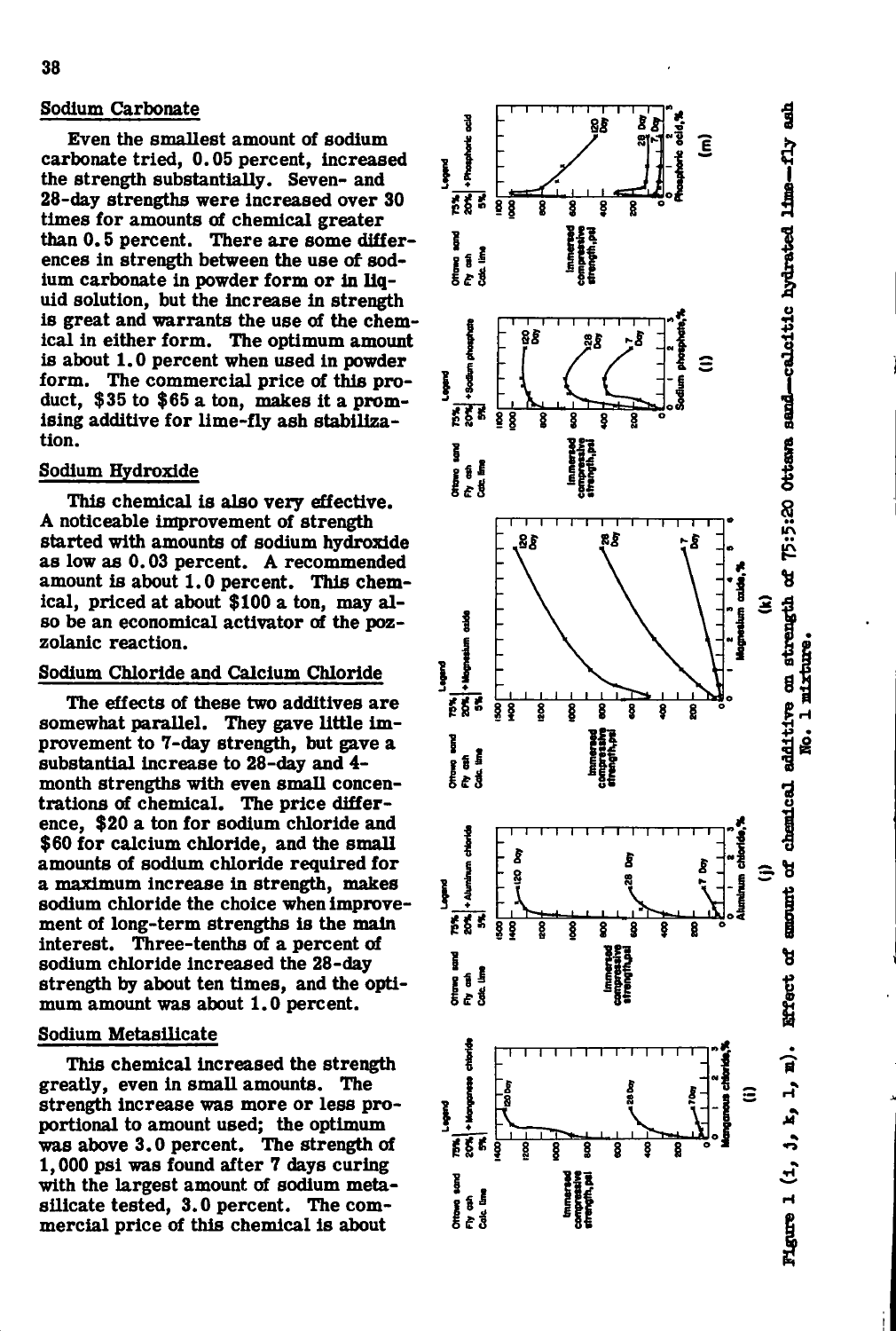## Sodium Carbonate

Even the smallest amount of sodium carbonate tried, 0.05 percent, increased the strength substantially. Seven- and 28-day strengths were increased over 30 times for amounts of chemical greater than 0.5 percent. There are some differences in strength between the use of sodium carbonate in powder form or in liquid solution, but the increase in strength is great and warrants the use of the chemical in either form. The optimum amount is about 1.0 percent when used in powder form. The commercial price of this product, $35 to $65 a ton, makes it a promising additive for lime-fly ash stabilization.

## Sodium Hydroxide

This chemical is also very effective. A noticeable improvement of strength started with amounts of sodium hydroxide as low as 0.03 percent. A recommended amount is about 1.0 percent. This chemical, priced at about $100 a ton, may also be an economical activator of the pozzolanic reaction.

## Sodium Chloride and Calcium Chloride

The effects of these two additives are somewhat parallel. They gave little improvement to 7-day strength, but gave a substantial increase to 28-day and 4-month strengths with even small concentrations of chemical. The price difference, $20 a ton for sodium chloride and $60 for calcium chloride, and the small amounts of sodium chloride required for a maximum increase in strength, makes sodium chloride the choice when improvement of long-term strengths is the main interest. Three-tenths of a percent of sodium chloride increased the 28-day strength by about ten times, and the optimum amount was about 1.0 percent.

## Sodium Metasilicate

This chemical increased the strength greatly, even in small amounts. The strength increase was more or less proportional to amount used; the optimum was above 3.0 percent. The strength of 1,000 psi was found after 7 days curing with the largest amount of sodium metasilicate tested, 3.0 percent. The commercial price of this chemical is about

Figure 1 (i, j, k, l, m). Effect of amount of chemical additive on strength of 75:5:20 Ottawa sand—calcitic hydrated lime—fly ash No. 1 mixture.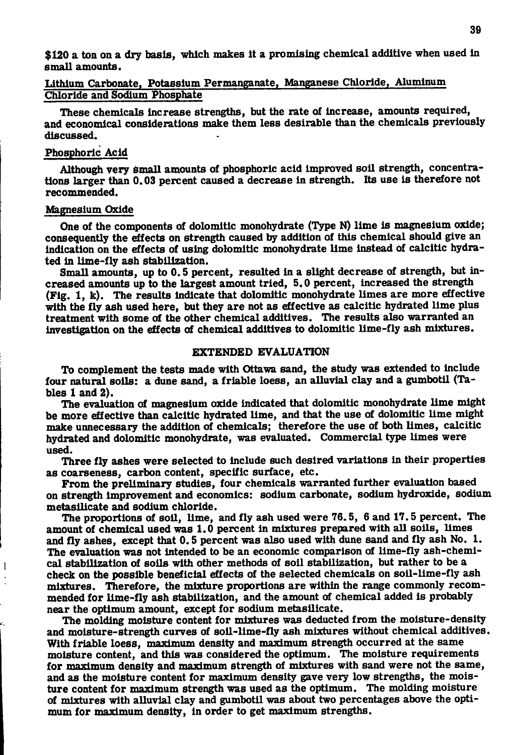$120 a ton on a dry basis, which makes it a promising chemical additive when used in small amounts.

### Lithium Carbonate, Potassium Permanganate, Manganese Chloride, Aluminum Chloride and Sodium Phosphate

These chemicals increase strengths, but the rate of increase, amounts required, and economical considerations make them less desirable than the chemicals previously discussed.

### Phosphoric Acid

Although very small amounts of phosphoric acid improved soil strength, concentrations larger than 0.03 percent caused a decrease in strength. Its use is therefore not recommended.

### Magnesium Oxide

One of the components of dolomitic monohydrate (Type N) lime is magnesium oxide; consequently the effects on strength caused by addition of this chemical should give an indication on the effects of using dolomitic monohydrate lime instead of calcitic hydrated in lime-fly ash stabilization.

Small amounts, up to 0.5 percent, resulted in a slight decrease of strength, but increased amounts up to the largest amount tried, 5.0 percent, increased the strength (Fig. 1, k). The results indicate that dolomitic monohydrate limes are more effective with the fly ash used here, but they are not as effective as calcitic hydrated lime plus treatment with some of the other chemical additives. The results also warranted an investigation on the effects of chemical additives to dolomitic lime-fly ash mixtures.

## EXTENDED EVALUATION

To complement the tests made with Ottawa sand, the study was extended to include four natural soils: a dune sand, a friable loess, an alluvial clay and a gumbotil (Tables 1 and 2).

The evaluation of magnesium oxide indicated that dolomitic monohydrate lime might be more effective than calcitic hydrated lime, and that the use of dolomitic lime might make unnecessary the addition of chemicals; therefore the use of both limes, calcitic hydrated and dolomitic monohydrate, was evaluated. Commercial type limes were used.

Three fly ashes were selected to include such desired variations in their properties as coarseness, carbon content, specific surface, etc.

From the preliminary studies, four chemicals warranted further evaluation based on strength improvement and economics: sodium carbonate, sodium hydroxide, sodium metasilicate and sodium chloride.

The proportions of soil, lime, and fly ash used were 76.5, 6 and 17.5 percent. The amount of chemical used was 1.0 percent in mixtures prepared with all soils, limes and fly ashes, except that 0.5 percent was also used with dune sand and fly ash No. 1. The evaluation was not intended to be an economic comparison of lime-fly ash-chemical stabilization of soils with other methods of soil stabilization, but rather to be a check on the possible beneficial effects of the selected chemicals on soil-lime-fly ash mixtures. Therefore, the mixture proportions are within the range commonly recommended for lime-fly ash stabilization, and the amount of chemical added is probably near the optimum amount, except for sodium metasilicate.

The molding moisture content for mixtures was deducted from the moisture-density and moisture-strength curves of soil-lime-fly ash mixtures without chemical additives. With friable loess, maximum density and maximum strength occurred at the same moisture content, and this was considered the optimum. The moisture requirements for maximum density and maximum strength of mixtures with sand were not the same, and as the moisture content for maximum density gave very low strengths, the moisture content for maximum strength was used as the optimum. The molding moisture of mixtures with alluvial clay and gumbotil was about two percentages above the optimum for maximum density, in order to get maximum strengths.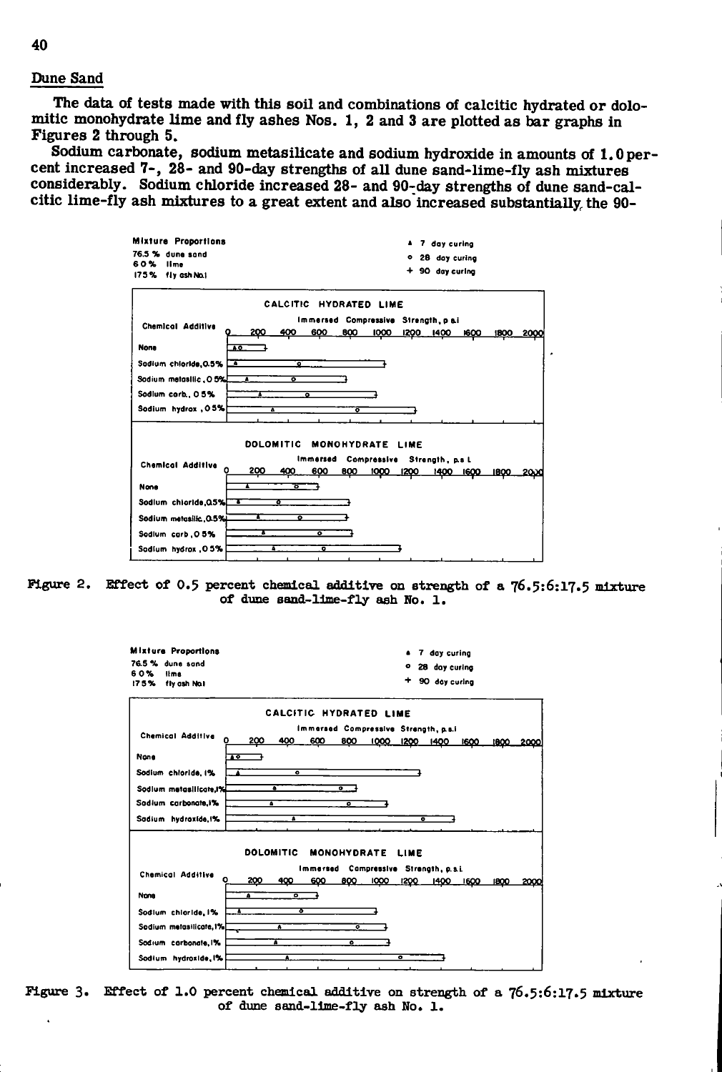## Dune Sand

The data of tests made with this soil and combinations of calcitic hydrated or dolomitic monohydrate lime and fly ashes Nos. 1, 2 and 3 are plotted as bar graphs in Figures 2 through 5.

Sodium carbonate, sodium metasilicate and sodium hydroxide in amounts of 1.0 percent increased 7-, 28- and 90-day strengths of all dune sand-lime-fly ash mixtures considerably. Sodium chloride increased 28- and 90-day strengths of dune sand-calcitic lime-fly ash mixtures to a great extent and also increased substantially the 90-

Mixture Proportions
76.5 % dune sand
6.0 % lime
17.5 % fly ash No. 1

▲ 7 day curing
○ 28 day curing
+ 90 day curing

CALCITIC HYDRATED LIME

Immersed Compressive Strength, p.s.i.

Chemical Additive: None; Sodium chloride, 0.5%; Sodium metasilic., 0.5%; Sodium carb., 0.5%; Sodium hydrox., 0.5%

DOLOMITIC MONOHYDRATE LIME

Immersed Compressive Strength, p.s.i.

Chemical Additive: None; Sodium chloride, 0.5%; Sodium metasilic., 0.5%; Sodium carb., 0.5%; Sodium hydrox., 0.5%

Figure 2. Effect of 0.5 percent chemical additive on strength of a 76.5:6:17.5 mixture of dune sand-lime-fly ash No. 1.

Mixture Proportions
76.5 % dune sand
6.0 % lime
17.5 % fly ash No. 1

▲ 7 day curing
○ 28 day curing
+ 90 day curing

CALCITIC HYDRATED LIME

Immersed Compressive Strength, p.s.i.

Chemical Additive: None; Sodium chloride, 1%; Sodium metasilicate, 1%; Sodium carbonate, 1%; Sodium hydroxide, 1%

DOLOMITIC MONOHYDRATE LIME

Immersed Compressive Strength, p.s.i.

Chemical Additive: None; Sodium chloride, 1%; Sodium metasilicate, 1%; Sodium carbonate, 1%; Sodium hydroxide, 1%

Figure 3. Effect of 1.0 percent chemical additive on strength of a 76.5:6:17.5 mixture of dune sand-lime-fly ash No. 1.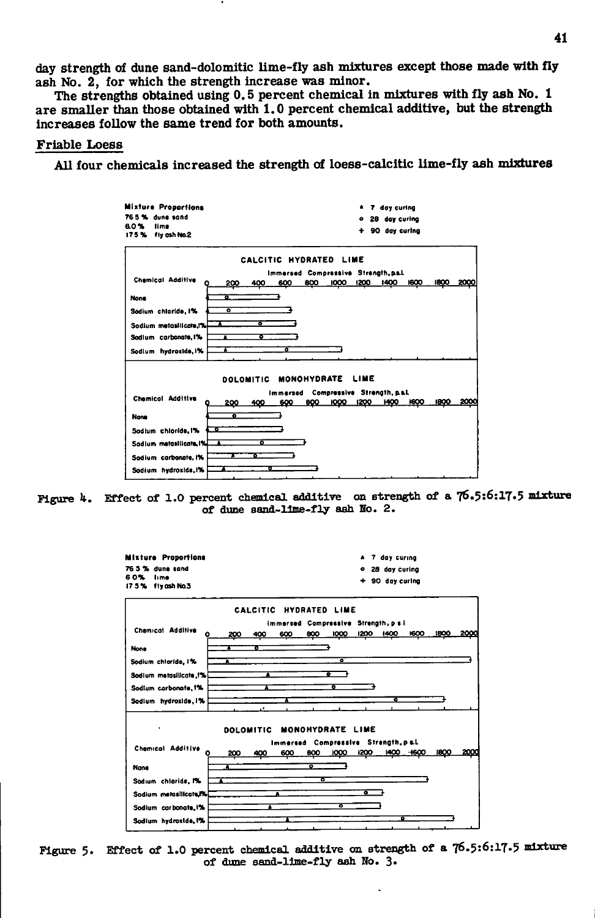day strength of dune sand-dolomitic lime-fly ash mixtures except those made with fly ash No. 2, for which the strength increase was minor.

The strengths obtained using 0.5 percent chemical in mixtures with fly ash No. 1 are smaller than those obtained with 1.0 percent chemical additive, but the strength increases follow the same trend for both amounts.

## Friable Loess

All four chemicals increased the strength of loess-calcitic lime-fly ash mixtures

Mixture Proportions
76.5 % dune sand
6.0 % lime
17.5 % fly ash No.2

▲ 7 day curing
○ 28 day curing
+ 90 day curing

CALCITIC HYDRATED LIME

Immersed Compressive Strength, p.s.i.

Chemical Additive: None; Sodium chloride, 1%; Sodium metasilicate, 1%; Sodium carbonate, 1%; Sodium hydroxide, 1%

DOLOMITIC MONOHYDRATE LIME

Immersed Compressive Strength, p.s.i.

Chemical Additive: None; Sodium chloride, 1%; Sodium metasilicate, 1%; Sodium carbonate, 1%; Sodium hydroxide, 1%

Figure 4. Effect of 1.0 percent chemical additive on strength of a 76.5:6:17.5 mixture of dune sand-lime-fly ash No. 2.

Mixture Proportions
76.5 % dune sand
6.0 % lime
17.5 % fly ash No.3

▲ 7 day curing
○ 28 day curing
+ 90 day curing

CALCITIC HYDRATED LIME

Immersed Compressive Strength, p.s.i.

Chemical Additive: None; Sodium chloride, 1%; Sodium metasilicate, 1%; Sodium carbonate, 1%; Sodium hydroxide, 1%

DOLOMITIC MONOHYDRATE LIME

Immersed Compressive Strength, p.s.i.

Chemical Additive: None; Sodium chloride, 1%; Sodium metasilicate, 1%; Sodium carbonate, 1%; Sodium hydroxide, 1%

Figure 5. Effect of 1.0 percent chemical additive on strength of a 76.5:6:17.5 mixture of dune sand-lime-fly ash No. 3.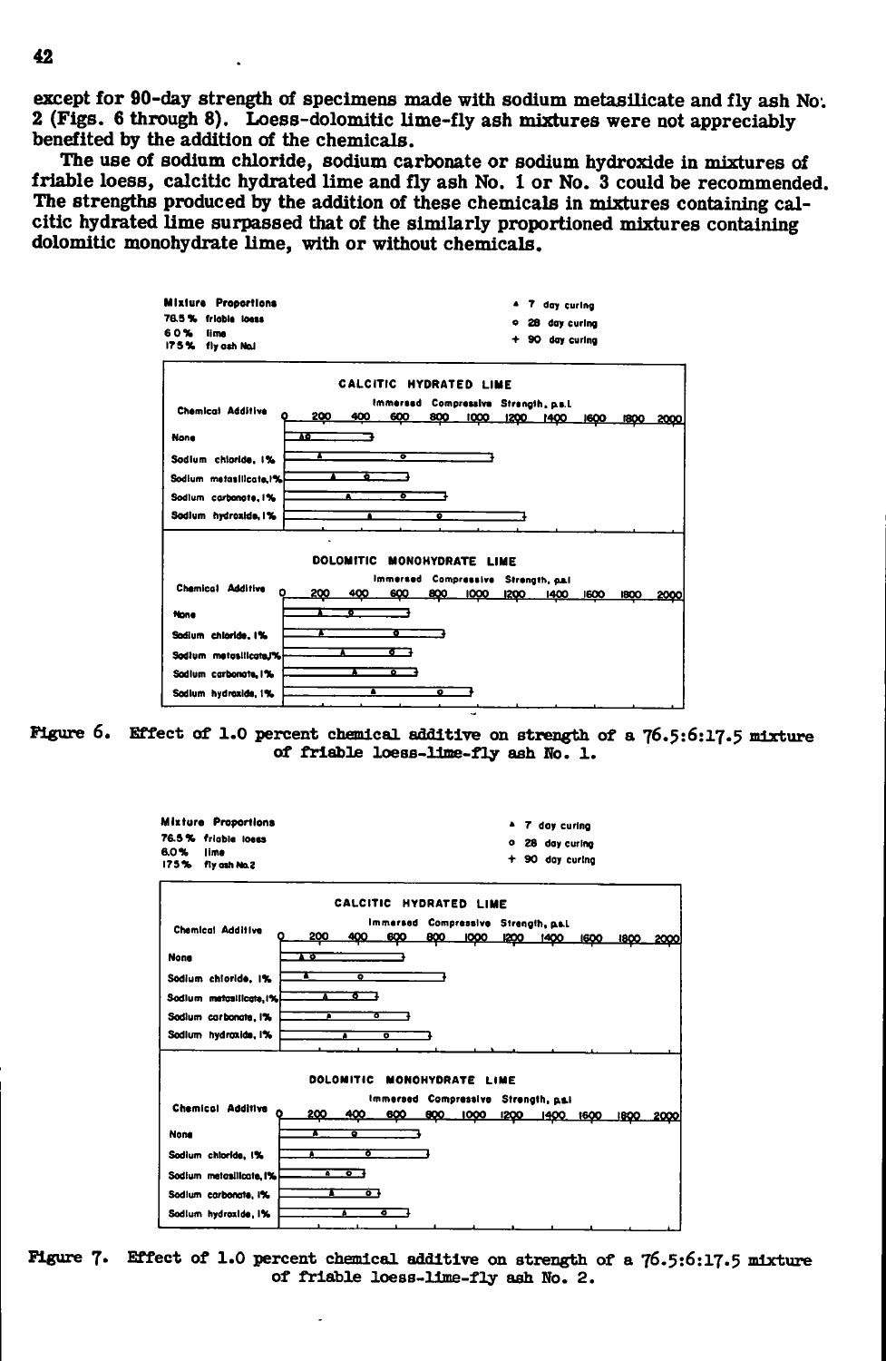except for 90-day strength of specimens made with sodium metasilicate and fly ash No. 2 (Figs. 6 through 8). Loess-dolomitic lime-fly ash mixtures were not appreciably benefited by the addition of the chemicals.

The use of sodium chloride, sodium carbonate or sodium hydroxide in mixtures of friable loess, calcitic hydrated lime and fly ash No. 1 or No. 3 could be recommended. The strengths produced by the addition of these chemicals in mixtures containing calcitic hydrated lime surpassed that of the similarly proportioned mixtures containing dolomitic monohydrate lime, with or without chemicals.

Mixture Proportions
76.5 % friable loess
6.0 % lime
17.5 % fly ash No. 1

▲ 7 day curing
○ 28 day curing
+ 90 day curing

CALCITIC HYDRATED LIME

Chemical Additive — Immersed Compressive Strength, p.s.i. (0–2000)

None
Sodium chloride, 1%
Sodium metasilicate, 1%
Sodium carbonate, 1%
Sodium hydroxide, 1%

DOLOMITIC MONOHYDRATE LIME

Chemical Additive — Immersed Compressive Strength, p.s.i. (0–2000)

None
Sodium chloride, 1%
Sodium metasilicate, 1%
Sodium carbonate, 1%
Sodium hydroxide, 1%

Figure 6. Effect of 1.0 percent chemical additive on strength of a 76.5:6:17.5 mixture of friable loess-lime-fly ash No. 1.

Mixture Proportions
76.5 % friable loess
6.0 % lime
17.5 % fly ash No. 2

▲ 7 day curing
○ 28 day curing
+ 90 day curing

CALCITIC HYDRATED LIME

Chemical Additive — Immersed Compressive Strength, p.s.i. (0–2000)

None
Sodium chloride, 1%
Sodium metasilicate, 1%
Sodium carbonate, 1%
Sodium hydroxide, 1%

DOLOMITIC MONOHYDRATE LIME

Chemical Additive — Immersed Compressive Strength, p.s.i. (0–2000)

None
Sodium chloride, 1%
Sodium metasilicate, 1%
Sodium carbonate, 1%
Sodium hydroxide, 1%

Figure 7. Effect of 1.0 percent chemical additive on strength of a 76.5:6:17.5 mixture of friable loess-lime-fly ash No. 2.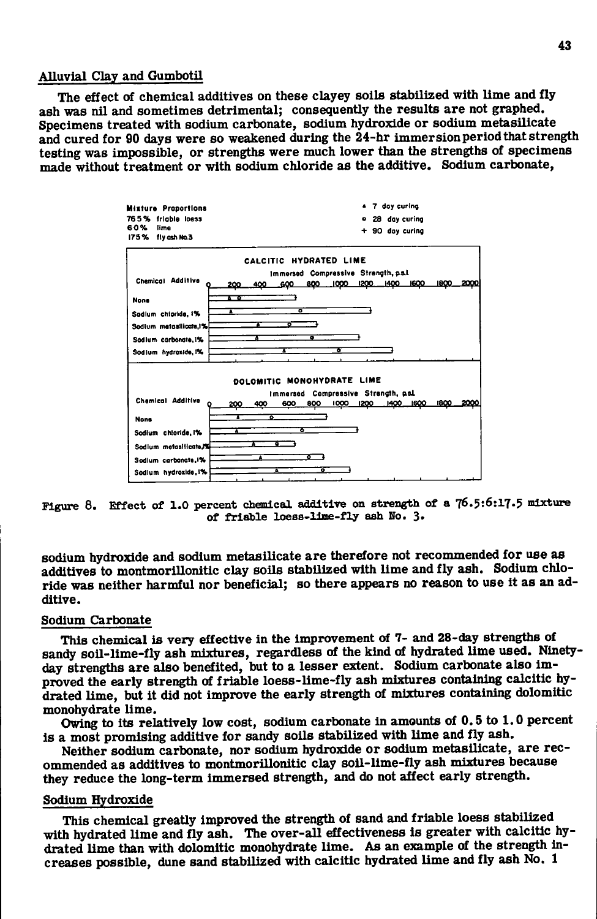## Alluvial Clay and Gumbotil

The effect of chemical additives on these clayey soils stabilized with lime and fly ash was nil and sometimes detrimental; consequently the results are not graphed. Specimens treated with sodium carbonate, sodium hydroxide or sodium metasilicate and cured for 90 days were so weakened during the 24-hr immersion period that strength testing was impossible, or strengths were much lower than the strengths of specimens made without treatment or with sodium chloride as the additive. Sodium carbonate,

Mixture Proportions
76.5% friable loess
6.0% lime
17.5% fly ash No.3

▲ 7 day curing
○ 28 day curing
+ 90 day curing

CALCITIC HYDRATED LIME

DOLOMITIC MONOHYDRATE LIME

Figure 8. Effect of 1.0 percent chemical additive on strength of a 76.5:6:17.5 mixture of friable loess-lime-fly ash No. 3.

sodium hydroxide and sodium metasilicate are therefore not recommended for use as additives to montmorillonitic clay soils stabilized with lime and fly ash. Sodium chloride was neither harmful nor beneficial; so there appears no reason to use it as an additive.

## Sodium Carbonate

This chemical is very effective in the improvement of 7- and 28-day strengths of sandy soil-lime-fly ash mixtures, regardless of the kind of hydrated lime used. Ninety-day strengths are also benefited, but to a lesser extent. Sodium carbonate also improved the early strength of friable loess-lime-fly ash mixtures containing calcitic hydrated lime, but it did not improve the early strength of mixtures containing dolomitic monohydrate lime.

Owing to its relatively low cost, sodium carbonate in amounts of 0.5 to 1.0 percent is a most promising additive for sandy soils stabilized with lime and fly ash.

Neither sodium carbonate, nor sodium hydroxide or sodium metasilicate, are recommended as additives to montmorillonitic clay soil-lime-fly ash mixtures because they reduce the long-term immersed strength, and do not affect early strength.

## Sodium Hydroxide

This chemical greatly improved the strength of sand and friable loess stabilized with hydrated lime and fly ash. The over-all effectiveness is greater with calcitic hydrated lime than with dolomitic monohydrate lime. As an example of the strength increases possible, dune sand stabilized with calcitic hydrated lime and fly ash No. 1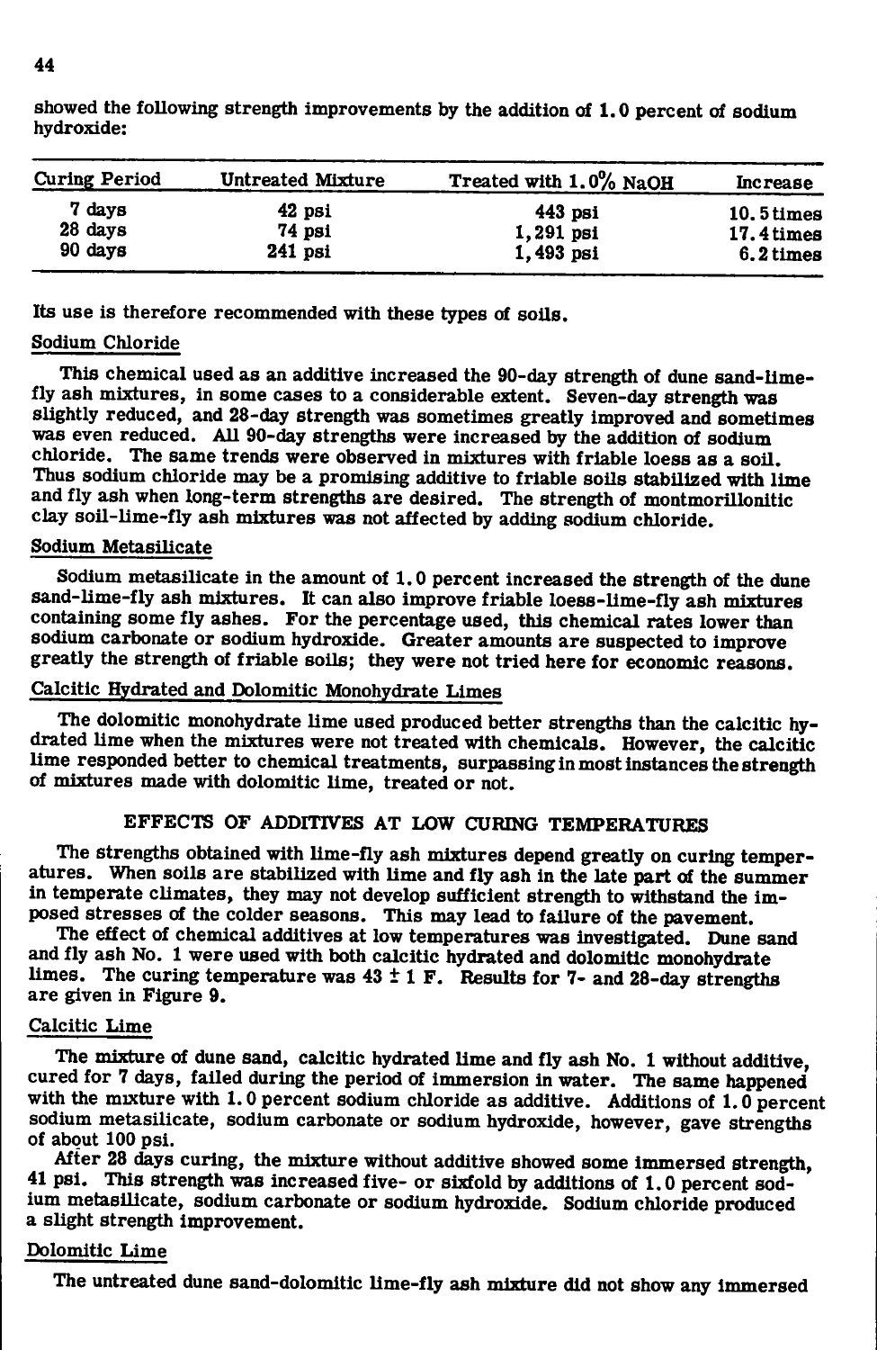showed the following strength improvements by the addition of 1.0 percent of sodium hydroxide:

| Curing Period | Untreated Mixture | Treated with 1.0% NaOH | Increase |
|---|---|---|---|
| 7 days | 42 psi | 443 psi | 10.5 times |
| 28 days | 74 psi | 1,291 psi | 17.4 times |
| 90 days | 241 psi | 1,493 psi | 6.2 times |

Its use is therefore recommended with these types of soils.

### Sodium Chloride

This chemical used as an additive increased the 90-day strength of dune sand-lime-fly ash mixtures, in some cases to a considerable extent. Seven-day strength was slightly reduced, and 28-day strength was sometimes greatly improved and sometimes was even reduced. All 90-day strengths were increased by the addition of sodium chloride. The same trends were observed in mixtures with friable loess as a soil. Thus sodium chloride may be a promising additive to friable soils stabilized with lime and fly ash when long-term strengths are desired. The strength of montmorillonitic clay soil-lime-fly ash mixtures was not affected by adding sodium chloride.

### Sodium Metasilicate

Sodium metasilicate in the amount of 1.0 percent increased the strength of the dune sand-lime-fly ash mixtures. It can also improve friable loess-lime-fly ash mixtures containing some fly ashes. For the percentage used, this chemical rates lower than sodium carbonate or sodium hydroxide. Greater amounts are suspected to improve greatly the strength of friable soils; they were not tried here for economic reasons.

### Calcitic Hydrated and Dolomitic Monohydrate Limes

The dolomitic monohydrate lime used produced better strengths than the calcitic hydrated lime when the mixtures were not treated with chemicals. However, the calcitic lime responded better to chemical treatments, surpassing in most instances the strength of mixtures made with dolomitic lime, treated or not.

## EFFECTS OF ADDITIVES AT LOW CURING TEMPERATURES

The strengths obtained with lime-fly ash mixtures depend greatly on curing temperatures. When soils are stabilized with lime and fly ash in the late part of the summer in temperate climates, they may not develop sufficient strength to withstand the imposed stresses of the colder seasons. This may lead to failure of the pavement.

The effect of chemical additives at low temperatures was investigated. Dune sand and fly ash No. 1 were used with both calcitic hydrated and dolomitic monohydrate limes. The curing temperature was 43 ± 1 F. Results for 7- and 28-day strengths are given in Figure 9.

### Calcitic Lime

The mixture of dune sand, calcitic hydrated lime and fly ash No. 1 without additive, cured for 7 days, failed during the period of immersion in water. The same happened with the mixture with 1.0 percent sodium chloride as additive. Additions of 1.0 percent sodium metasilicate, sodium carbonate or sodium hydroxide, however, gave strengths of about 100 psi.

After 28 days curing, the mixture without additive showed some immersed strength, 41 psi. This strength was increased five- or sixfold by additions of 1.0 percent sodium metasilicate, sodium carbonate or sodium hydroxide. Sodium chloride produced a slight strength improvement.

### Dolomitic Lime

The untreated dune sand-dolomitic lime-fly ash mixture did not show any immersed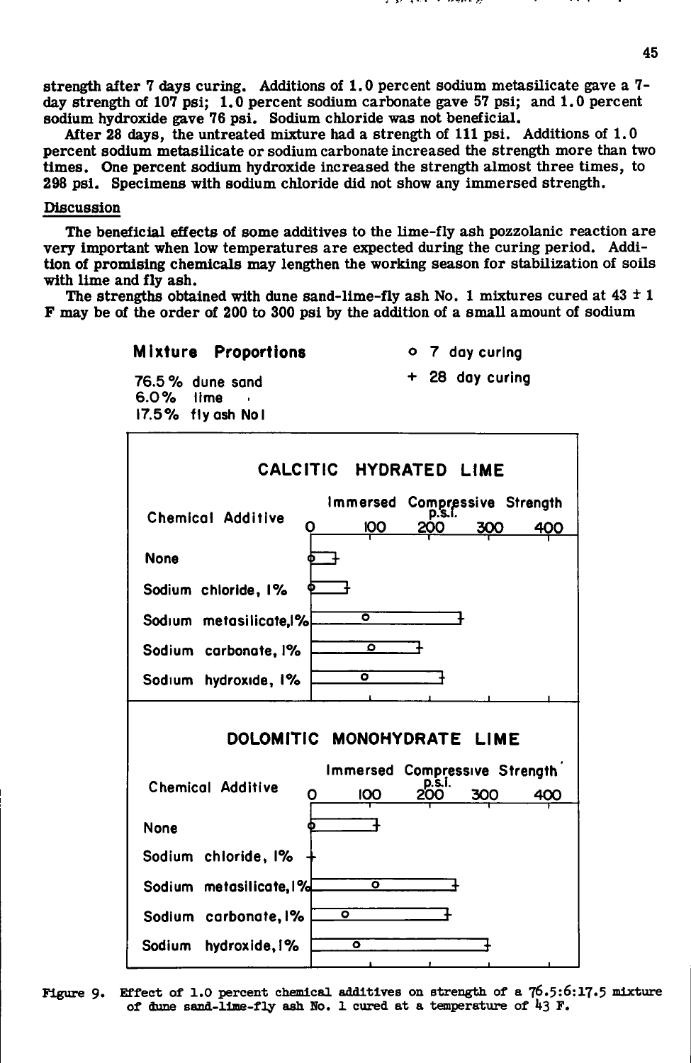strength after 7 days curing. Additions of 1.0 percent sodium metasilicate gave a 7-day strength of 107 psi; 1.0 percent sodium carbonate gave 57 psi; and 1.0 percent sodium hydroxide gave 76 psi. Sodium chloride was not beneficial.

After 28 days, the untreated mixture had a strength of 111 psi. Additions of 1.0 percent sodium metasilicate or sodium carbonate increased the strength more than two times. One percent sodium hydroxide increased the strength almost three times, to 298 psi. Specimens with sodium chloride did not show any immersed strength.

## Discussion

The beneficial effects of some additives to the lime-fly ash pozzolanic reaction are very important when low temperatures are expected during the curing period. Addition of promising chemicals may lengthen the working season for stabilization of soils with lime and fly ash.

The strengths obtained with dune sand-lime-fly ash No. 1 mixtures cured at 43 ± 1 F may be of the order of 200 to 300 psi by the addition of a small amount of sodium

**Mixture Proportions**

76.5 % dune sand
6.0 % lime
17.5 % fly ash No I

o 7 day curing
+ 28 day curing

**CALCITIC HYDRATED LIME**

Chemical Additive — Immersed Compressive Strength p.s.i. (0, 100, 200, 300, 400)

None
Sodium chloride, 1%
Sodium metasilicate, 1%
Sodium carbonate, 1%
Sodium hydroxide, 1%

**DOLOMITIC MONOHYDRATE LIME**

Chemical Additive — Immersed Compressive Strength p.s.i. (0, 100, 200, 300, 400)

None
Sodium chloride, 1%
Sodium metasilicate, 1%
Sodium carbonate, 1%
Sodium hydroxide, 1%

Figure 9. Effect of 1.0 percent chemical additives on strength of a 76.5:6:17.5 mixture of dune sand-lime-fly ash No. 1 cured at a temperature of 43 F.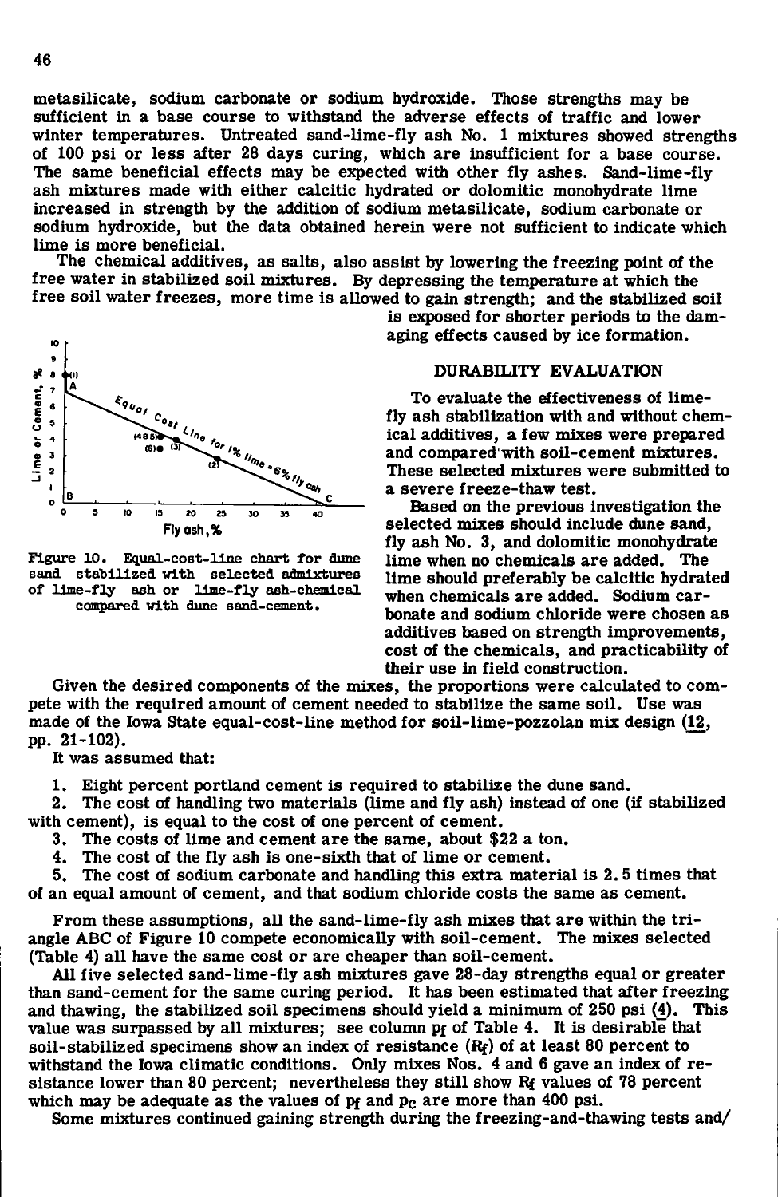metasilicate, sodium carbonate or sodium hydroxide. Those strengths may be sufficient in a base course to withstand the adverse effects of traffic and lower winter temperatures. Untreated sand-lime-fly ash No. 1 mixtures showed strengths of 100 psi or less after 28 days curing, which are insufficient for a base course. The same beneficial effects may be expected with other fly ashes. Sand-lime-fly ash mixtures made with either calcitic hydrated or dolomitic monohydrate lime increased in strength by the addition of sodium metasilicate, sodium carbonate or sodium hydroxide, but the data obtained herein were not sufficient to indicate which lime is more beneficial.

The chemical additives, as salts, also assist by lowering the freezing point of the free water in stabilized soil mixtures. By depressing the temperature at which the free soil water freezes, more time is allowed to gain strength; and the stabilized soil is exposed for shorter periods to the damaging effects caused by ice formation.

Figure 10. Equal-cost-line chart for dune sand stabilized with selected admixtures of lime-fly ash or lime-fly ash-chemical compared with dune sand-cement.

## DURABILITY EVALUATION

To evaluate the effectiveness of lime-fly ash stabilization with and without chemical additives, a few mixes were prepared and compared with soil-cement mixtures. These selected mixtures were submitted to a severe freeze-thaw test.

Based on the previous investigation the selected mixes should include dune sand, fly ash No. 3, and dolomitic monohydrate lime when no chemicals are added. The lime should preferably be calcitic hydrated when chemicals are added. Sodium carbonate and sodium chloride were chosen as additives based on strength improvements, cost of the chemicals, and practicability of their use in field construction.

Given the desired components of the mixes, the proportions were calculated to compete with the required amount of cement needed to stabilize the same soil. Use was made of the Iowa State equal-cost-line method for soil-lime-pozzolan mix design (12, pp. 21-102).

It was assumed that:

1. Eight percent portland cement is required to stabilize the dune sand.
2. The cost of handling two materials (lime and fly ash) instead of one (if stabilized with cement), is equal to the cost of one percent of cement.
3. The costs of lime and cement are the same, about \$22 a ton.
4. The cost of the fly ash is one-sixth that of lime or cement.
5. The cost of sodium carbonate and handling this extra material is 2.5 times that of an equal amount of cement, and that sodium chloride costs the same as cement.

From these assumptions, all the sand-lime-fly ash mixes that are within the triangle ABC of Figure 10 compete economically with soil-cement. The mixes selected (Table 4) all have the same cost or are cheaper than soil-cement.

All five selected sand-lime-fly ash mixtures gave 28-day strengths equal or greater than sand-cement for the same curing period. It has been estimated that after freezing and thawing, the stabilized soil specimens should yield a minimum of 250 psi (4). This value was surpassed by all mixtures; see column $p_f$ of Table 4. It is desirable that soil-stabilized specimens show an index of resistance ($R_f$) of at least 80 percent to withstand the Iowa climatic conditions. Only mixes Nos. 4 and 6 gave an index of resistance lower than 80 percent; nevertheless they still show $R_f$ values of 78 percent which may be adequate as the values of $p_f$ and $p_c$ are more than 400 psi.

Some mixtures continued gaining strength during the freezing-and-thawing tests and/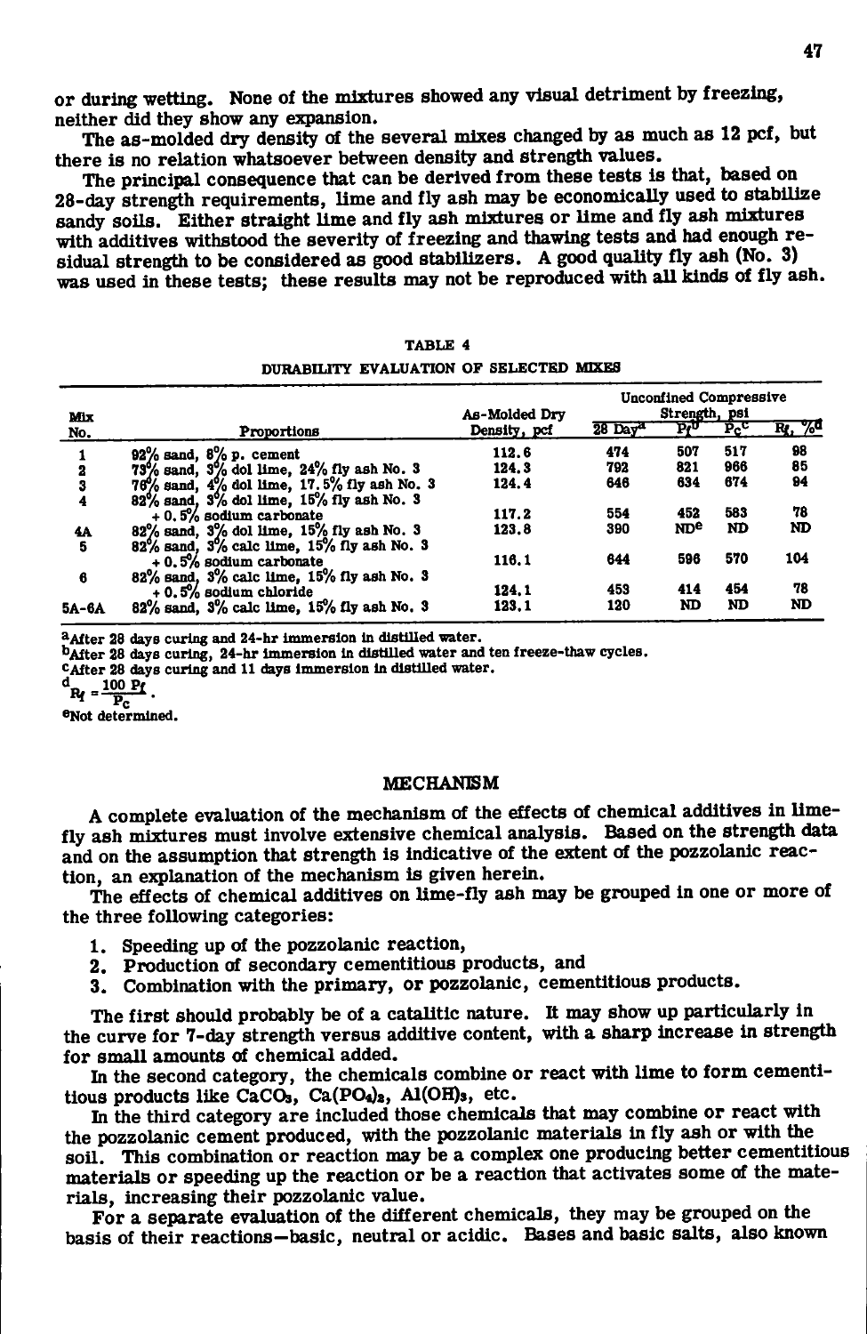or during wetting. None of the mixtures showed any visual detriment by freezing, neither did they show any expansion.

The as-molded dry density of the several mixes changed by as much as 12 pcf, but there is no relation whatsoever between density and strength values.

The principal consequence that can be derived from these tests is that, based on 28-day strength requirements, lime and fly ash may be economically used to stabilize sandy soils. Either straight lime and fly ash mixtures or lime and fly ash mixtures with additives withstood the severity of freezing and thawing tests and had enough residual strength to be considered as good stabilizers. A good quality fly ash (No. 3) was used in these tests; these results may not be reproduced with all kinds of fly ash.

TABLE 4

DURABILITY EVALUATION OF SELECTED MIXES

| Mix No. | Proportions | As-Molded Dry Density, pcf | Unconfined Compressive Strength, psi | | | |
|---|---|---|---|---|---|---|
| | | | 28 Day[a] | $P_f$[b] | $P_c$[c] | $R_f$, %[d] |
| 1 | 92% sand, 8% p. cement | 112.6 | 474 | 507 | 517 | 98 |
| 2 | 73% sand, 3% dol lime, 24% fly ash No. 3 | 124.3 | 792 | 821 | 966 | 85 |
| 3 | 78% sand, 4% dol lime, 17.5% fly ash No. 3 | 124.4 | 646 | 634 | 674 | 94 |
| 4 | 82% sand, 3% dol lime, 15% fly ash No. 3 + 0.5% sodium carbonate | 117.2 | 554 | 452 | 583 | 78 |
| 4A | 82% sand, 3% dol lime, 15% fly ash No. 3 | 123.8 | 390 | ND[e] | ND | ND |
| 5 | 82% sand, 3% calc lime, 15% fly ash No. 3 + 0.5% sodium carbonate | 116.1 | 644 | 596 | 570 | 104 |
| 6 | 82% sand, 3% calc lime, 15% fly ash No. 3 + 0.5% sodium chloride | 124.1 | 453 | 414 | 454 | 78 |
| 5A-6A | 82% sand, 3% calc lime, 15% fly ash No. 3 | 123.1 | 120 | ND | ND | ND |

[a]After 28 days curing and 24-hr immersion in distilled water.
[b]After 28 days curing, 24-hr immersion in distilled water and ten freeze-thaw cycles.
[c]After 28 days curing and 11 days immersion in distilled water.
[d] $R_f = \frac{100\ P_f}{P_c}$.
[e]Not determined.

## MECHANISM

A complete evaluation of the mechanism of the effects of chemical additives in lime-fly ash mixtures must involve extensive chemical analysis. Based on the strength data and on the assumption that strength is indicative of the extent of the pozzolanic reaction, an explanation of the mechanism is given herein.

The effects of chemical additives on lime-fly ash may be grouped in one or more of the three following categories:

1. Speeding up of the pozzolanic reaction,
2. Production of secondary cementitious products, and
3. Combination with the primary, or pozzolanic, cementitious products.

The first should probably be of a catalitic nature. It may show up particularly in the curve for 7-day strength versus additive content, with a sharp increase in strength for small amounts of chemical added.

In the second category, the chemicals combine or react with lime to form cementitious products like $CaCO_3$, $Ca(PO_4)_2$, $Al(OH)_3$, etc.

In the third category are included those chemicals that may combine or react with the pozzolanic cement produced, with the pozzolanic materials in fly ash or with the soil. This combination or reaction may be a complex one producing better cementitious materials or speeding up the reaction or be a reaction that activates some of the materials, increasing their pozzolanic value.

For a separate evaluation of the different chemicals, they may be grouped on the basis of their reactions—basic, neutral or acidic. Bases and basic salts, also known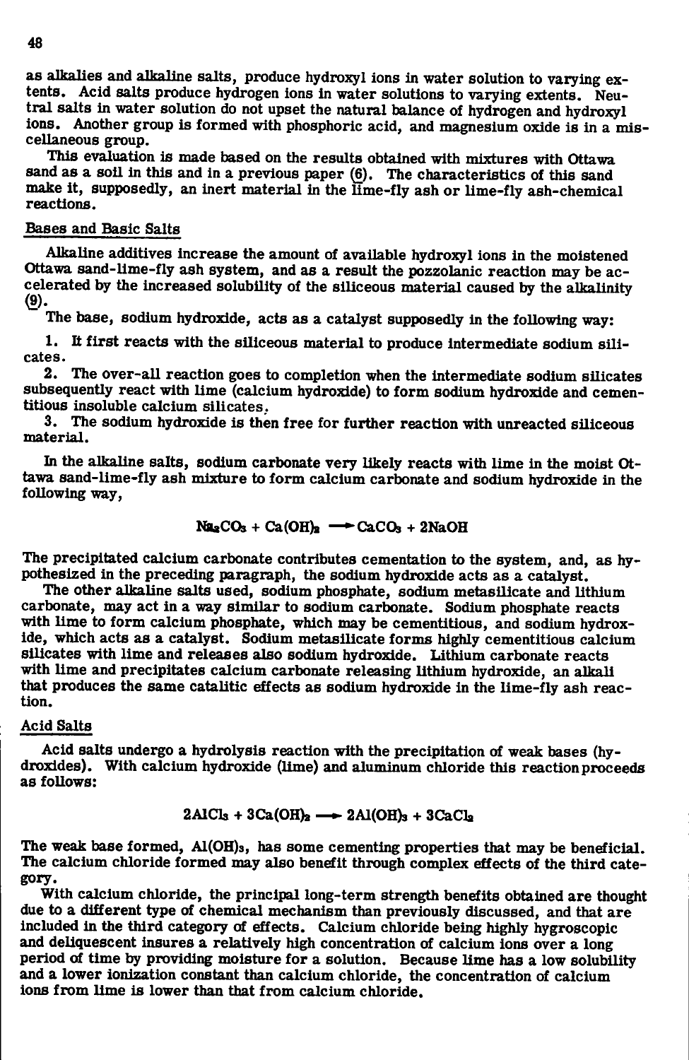as alkalies and alkaline salts, produce hydroxyl ions in water solution to varying extents. Acid salts produce hydrogen ions in water solutions to varying extents. Neutral salts in water solution do not upset the natural balance of hydrogen and hydroxyl ions. Another group is formed with phosphoric acid, and magnesium oxide is in a miscellaneous group.

This evaluation is made based on the results obtained with mixtures with Ottawa sand as a soil in this and in a previous paper (6). The characteristics of this sand make it, supposedly, an inert material in the lime-fly ash or lime-fly ash-chemical reactions.

## Bases and Basic Salts

Alkaline additives increase the amount of available hydroxyl ions in the moistened Ottawa sand-lime-fly ash system, and as a result the pozzolanic reaction may be accelerated by the increased solubility of the siliceous material caused by the alkalinity (9).

The base, sodium hydroxide, acts as a catalyst supposedly in the following way:

1. It first reacts with the siliceous material to produce intermediate sodium silicates.
2. The over-all reaction goes to completion when the intermediate sodium silicates subsequently react with lime (calcium hydroxide) to form sodium hydroxide and cementitious insoluble calcium silicates.
3. The sodium hydroxide is then free for further reaction with unreacted siliceous material.

In the alkaline salts, sodium carbonate very likely reacts with lime in the moist Ottawa sand-lime-fly ash mixture to form calcium carbonate and sodium hydroxide in the following way,

$$Na_2CO_3 + Ca(OH)_2 \longrightarrow CaCO_3 + 2NaOH$$

The precipitated calcium carbonate contributes cementation to the system, and, as hypothesized in the preceding paragraph, the sodium hydroxide acts as a catalyst.

The other alkaline salts used, sodium phosphate, sodium metasilicate and lithium carbonate, may act in a way similar to sodium carbonate. Sodium phosphate reacts with lime to form calcium phosphate, which may be cementitious, and sodium hydroxide, which acts as a catalyst. Sodium metasilicate forms highly cementitious calcium silicates with lime and releases also sodium hydroxide. Lithium carbonate reacts with lime and precipitates calcium carbonate releasing lithium hydroxide, an alkali that produces the same catalitic effects as sodium hydroxide in the lime-fly ash reaction.

## Acid Salts

Acid salts undergo a hydrolysis reaction with the precipitation of weak bases (hydroxides). With calcium hydroxide (lime) and aluminum chloride this reaction proceeds as follows:

$$2AlCl_3 + 3Ca(OH)_2 \longrightarrow 2Al(OH)_3 + 3CaCl_2$$

The weak base formed, $Al(OH)_3$, has some cementing properties that may be beneficial. The calcium chloride formed may also benefit through complex effects of the third category.

With calcium chloride, the principal long-term strength benefits obtained are thought due to a different type of chemical mechanism than previously discussed, and that are included in the third category of effects. Calcium chloride being highly hygroscopic and deliquescent insures a relatively high concentration of calcium ions over a long period of time by providing moisture for a solution. Because lime has a low solubility and a lower ionization constant than calcium chloride, the concentration of calcium ions from lime is lower than that from calcium chloride.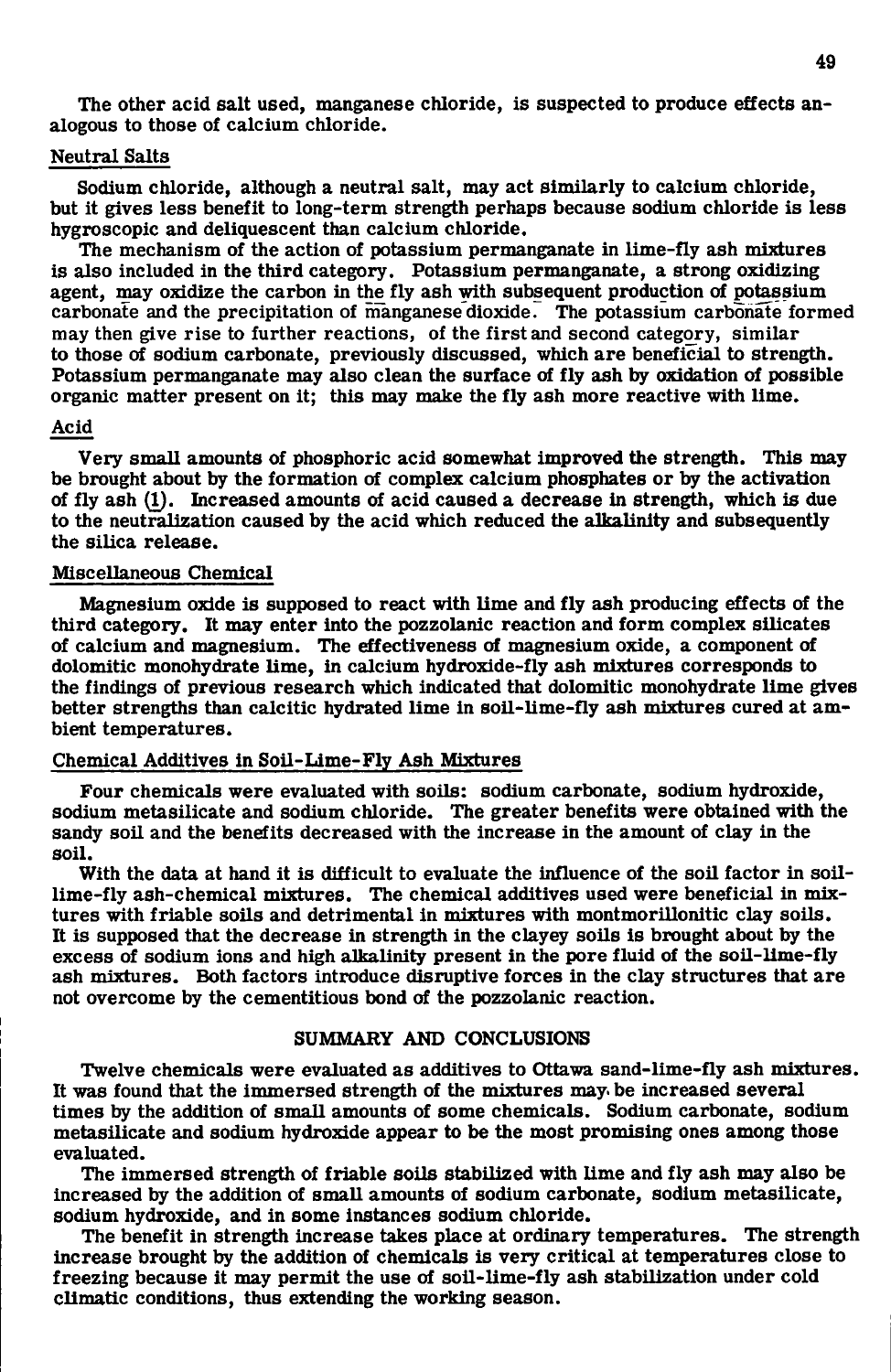The other acid salt used, manganese chloride, is suspected to produce effects analogous to those of calcium chloride.

## Neutral Salts

Sodium chloride, although a neutral salt, may act similarly to calcium chloride, but it gives less benefit to long-term strength perhaps because sodium chloride is less hygroscopic and deliquescent than calcium chloride.

The mechanism of the action of potassium permanganate in lime-fly ash mixtures is also included in the third category. Potassium permanganate, a strong oxidizing agent, may oxidize the carbon in the fly ash with subsequent production of potassium carbonate and the precipitation of manganese dioxide. The potassium carbonate formed may then give rise to further reactions, of the first and second category, similar to those of sodium carbonate, previously discussed, which are beneficial to strength. Potassium permanganate may also clean the surface of fly ash by oxidation of possible organic matter present on it; this may make the fly ash more reactive with lime.

## Acid

Very small amounts of phosphoric acid somewhat improved the strength. This may be brought about by the formation of complex calcium phosphates or by the activation of fly ash (1). Increased amounts of acid caused a decrease in strength, which is due to the neutralization caused by the acid which reduced the alkalinity and subsequently the silica release.

## Miscellaneous Chemical

Magnesium oxide is supposed to react with lime and fly ash producing effects of the third category. It may enter into the pozzolanic reaction and form complex silicates of calcium and magnesium. The effectiveness of magnesium oxide, a component of dolomitic monohydrate lime, in calcium hydroxide-fly ash mixtures corresponds to the findings of previous research which indicated that dolomitic monohydrate lime gives better strengths than calcitic hydrated lime in soil-lime-fly ash mixtures cured at ambient temperatures.

## Chemical Additives in Soil-Lime-Fly Ash Mixtures

Four chemicals were evaluated with soils: sodium carbonate, sodium hydroxide, sodium metasilicate and sodium chloride. The greater benefits were obtained with the sandy soil and the benefits decreased with the increase in the amount of clay in the soil.

With the data at hand it is difficult to evaluate the influence of the soil factor in soil-lime-fly ash-chemical mixtures. The chemical additives used were beneficial in mixtures with friable soils and detrimental in mixtures with montmorillonitic clay soils. It is supposed that the decrease in strength in the clayey soils is brought about by the excess of sodium ions and high alkalinity present in the pore fluid of the soil-lime-fly ash mixtures. Both factors introduce disruptive forces in the clay structures that are not overcome by the cementitious bond of the pozzolanic reaction.

# SUMMARY AND CONCLUSIONS

Twelve chemicals were evaluated as additives to Ottawa sand-lime-fly ash mixtures. It was found that the immersed strength of the mixtures may be increased several times by the addition of small amounts of some chemicals. Sodium carbonate, sodium metasilicate and sodium hydroxide appear to be the most promising ones among those evaluated.

The immersed strength of friable soils stabilized with lime and fly ash may also be increased by the addition of small amounts of sodium carbonate, sodium metasilicate, sodium hydroxide, and in some instances sodium chloride.

The benefit in strength increase takes place at ordinary temperatures. The strength increase brought by the addition of chemicals is very critical at temperatures close to freezing because it may permit the use of soil-lime-fly ash stabilization under cold climatic conditions, thus extending the working season.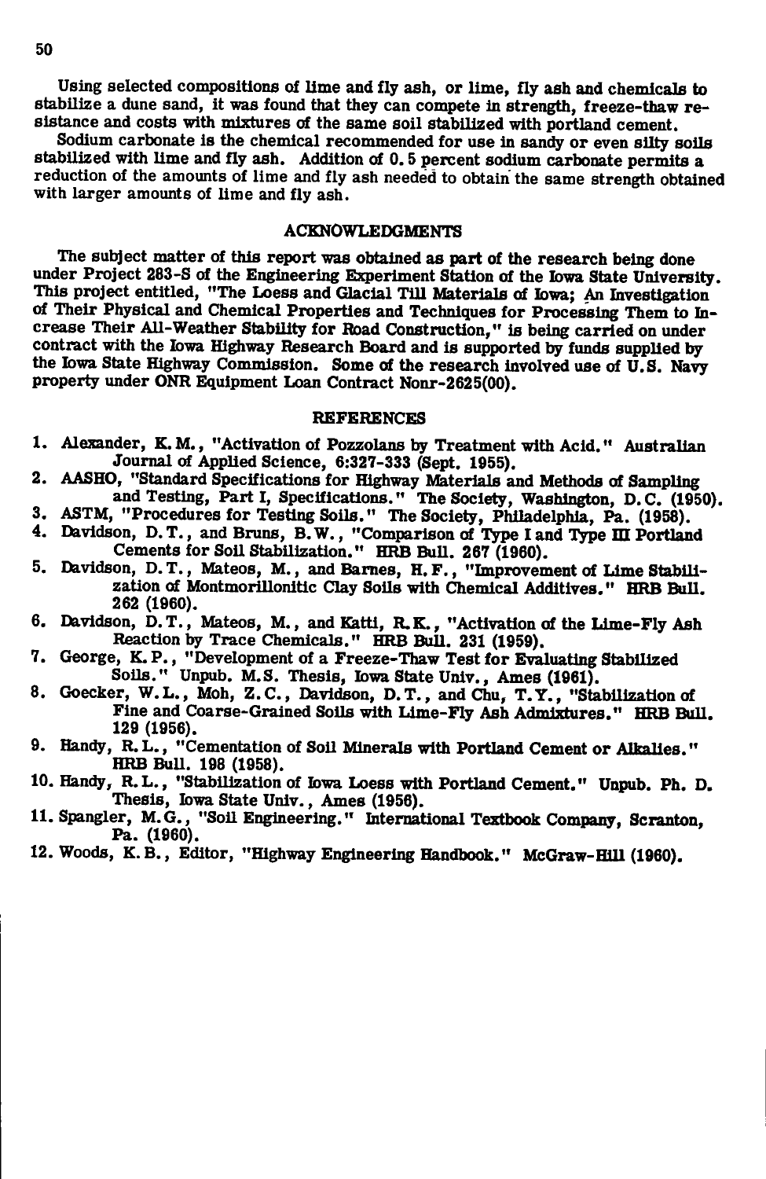Using selected compositions of lime and fly ash, or lime, fly ash and chemicals to stabilize a dune sand, it was found that they can compete in strength, freeze-thaw resistance and costs with mixtures of the same soil stabilized with portland cement.

Sodium carbonate is the chemical recommended for use in sandy or even silty soils stabilized with lime and fly ash. Addition of 0.5 percent sodium carbonate permits a reduction of the amounts of lime and fly ash needed to obtain the same strength obtained with larger amounts of lime and fly ash.

## ACKNOWLEDGMENTS

The subject matter of this report was obtained as part of the research being done under Project 283-S of the Engineering Experiment Station of the Iowa State University. This project entitled, "The Loess and Glacial Till Materials of Iowa; An Investigation of Their Physical and Chemical Properties and Techniques for Processing Them to Increase Their All-Weather Stability for Road Construction," is being carried on under contract with the Iowa Highway Research Board and is supported by funds supplied by the Iowa State Highway Commission. Some of the research involved use of U.S. Navy property under ONR Equipment Loan Contract Nonr-2625(00).

## REFERENCES

1. Alexander, K.M., "Activation of Pozzolans by Treatment with Acid." Australian Journal of Applied Science, 6:327-333 (Sept. 1955).
2. AASHO, "Standard Specifications for Highway Materials and Methods of Sampling and Testing, Part I, Specifications." The Society, Washington, D.C. (1950).
3. ASTM, "Procedures for Testing Soils." The Society, Philadelphia, Pa. (1958).
4. Davidson, D.T., and Bruns, B.W., "Comparison of Type I and Type III Portland Cements for Soil Stabilization." HRB Bull. 267 (1960).
5. Davidson, D.T., Mateos, M., and Barnes, H.F., "Improvement of Lime Stabilization of Montmorillonitic Clay Soils with Chemical Additives." HRB Bull. 262 (1960).
6. Davidson, D.T., Mateos, M., and Katti, R.K., "Activation of the Lime-Fly Ash Reaction by Trace Chemicals." HRB Bull. 231 (1959).
7. George, K.P., "Development of a Freeze-Thaw Test for Evaluating Stabilized Soils." Unpub. M.S. Thesis, Iowa State Univ., Ames (1961).
8. Goecker, W.L., Moh, Z.C., Davidson, D.T., and Chu, T.Y., "Stabilization of Fine and Coarse-Grained Soils with Lime-Fly Ash Admixtures." HRB Bull. 129 (1956).
9. Handy, R.L., "Cementation of Soil Minerals with Portland Cement or Alkalies." HRB Bull. 198 (1958).
10. Handy, R.L., "Stabilization of Iowa Loess with Portland Cement." Unpub. Ph. D. Thesis, Iowa State Univ., Ames (1956).
11. Spangler, M.G., "Soil Engineering." International Textbook Company, Scranton, Pa. (1960).
12. Woods, K.B., Editor, "Highway Engineering Handbook." McGraw-Hill (1960).